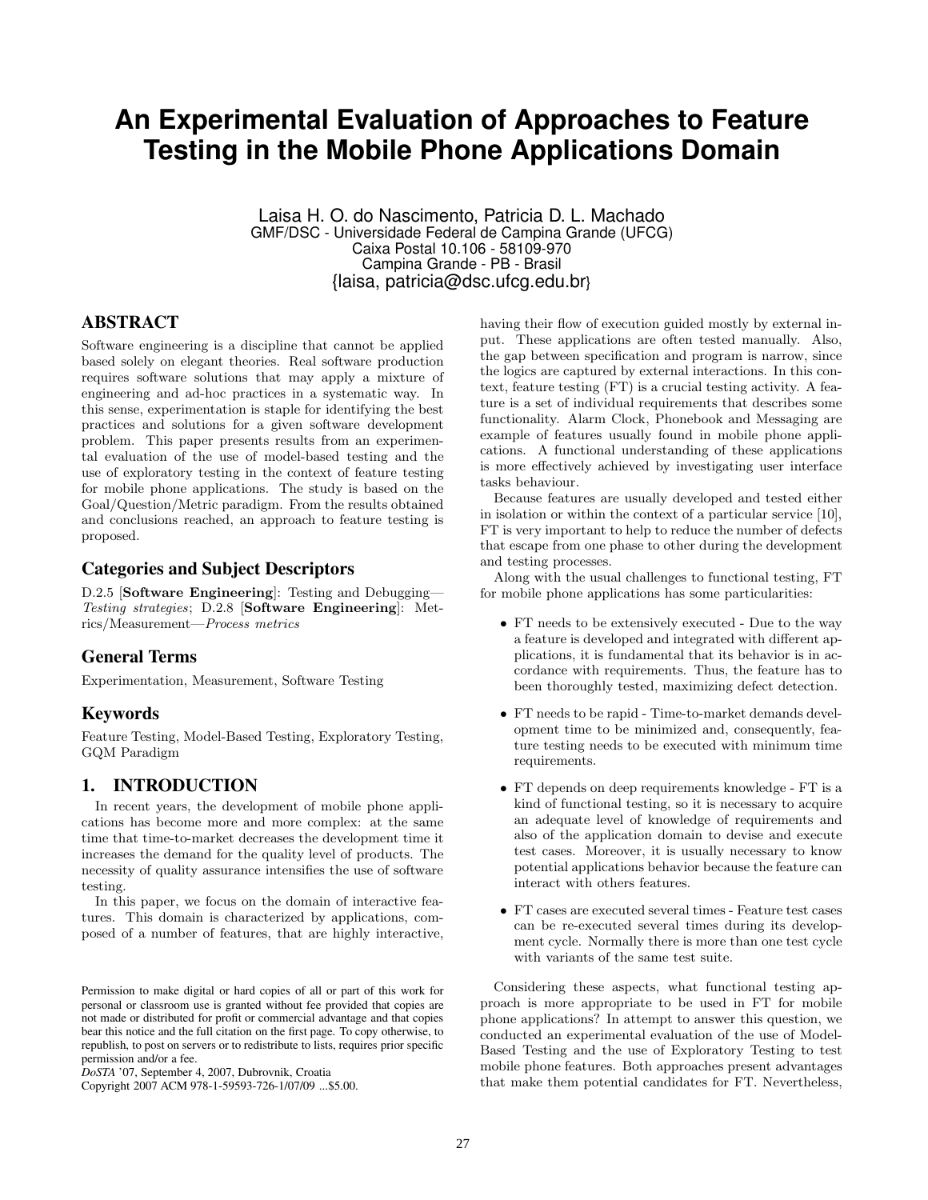# An Experimental Evaluation of Approaches to Feature Testing in the Mobile Phone Applications Domain

Laisa H. O. do Nascimento, Patricia D. L. Machado
GMF/DSC - Universidade Federal de Campina Grande (UFCG)
Caixa Postal 10.106 - 58109-970
Campina Grande - PB - Brasil
{laisa, patricia@dsc.ufcg.edu.br}

## ABSTRACT

Software engineering is a discipline that cannot be applied based solely on elegant theories. Real software production requires software solutions that may apply a mixture of engineering and ad-hoc practices in a systematic way. In this sense, experimentation is staple for identifying the best practices and solutions for a given software development problem. This paper presents results from an experimental evaluation of the use of model-based testing and the use of exploratory testing in the context of feature testing for mobile phone applications. The study is based on the Goal/Question/Metric paradigm. From the results obtained and conclusions reached, an approach to feature testing is proposed.

### Categories and Subject Descriptors

D.2.5 [**Software Engineering**]: Testing and Debugging—*Testing strategies*; D.2.8 [**Software Engineering**]: Metrics/Measurement—*Process metrics*

### General Terms

Experimentation, Measurement, Software Testing

### Keywords

Feature Testing, Model-Based Testing, Exploratory Testing, GQM Paradigm

## 1. INTRODUCTION

In recent years, the development of mobile phone applications has become more and more complex: at the same time that time-to-market decreases the development time it increases the demand for the quality level of products. The necessity of quality assurance intensifies the use of software testing.

In this paper, we focus on the domain of interactive features. This domain is characterized by applications, composed of a number of features, that are highly interactive, having their flow of execution guided mostly by external input. These applications are often tested manually. Also, the gap between specification and program is narrow, since the logics are captured by external interactions. In this context, feature testing (FT) is a crucial testing activity. A feature is a set of individual requirements that describes some functionality. Alarm Clock, Phonebook and Messaging are example of features usually found in mobile phone applications. A functional understanding of these applications is more effectively achieved by investigating user interface tasks behaviour.

Because features are usually developed and tested either in isolation or within the context of a particular service [10], FT is very important to help to reduce the number of defects that escape from one phase to other during the development and testing processes.

Along with the usual challenges to functional testing, FT for mobile phone applications has some particularities:

- FT needs to be extensively executed - Due to the way a feature is developed and integrated with different applications, it is fundamental that its behavior is in accordance with requirements. Thus, the feature has to been thoroughly tested, maximizing defect detection.
- FT needs to be rapid - Time-to-market demands development time to be minimized and, consequently, feature testing needs to be executed with minimum time requirements.
- FT depends on deep requirements knowledge - FT is a kind of functional testing, so it is necessary to acquire an adequate level of knowledge of requirements and also of the application domain to devise and execute test cases. Moreover, it is usually necessary to know potential applications behavior because the feature can interact with others features.
- FT cases are executed several times - Feature test cases can be re-executed several times during its development cycle. Normally there is more than one test cycle with variants of the same test suite.

Considering these aspects, what functional testing approach is more appropriate to be used in FT for mobile phone applications? In attempt to answer this question, we conducted an experimental evaluation of the use of Model-Based Testing and the use of Exploratory Testing to test mobile phone features. Both approaches present advantages that make them potential candidates for FT. Nevertheless,

Permission to make digital or hard copies of all or part of this work for personal or classroom use is granted without fee provided that copies are not made or distributed for profit or commercial advantage and that copies bear this notice and the full citation on the first page. To copy otherwise, to republish, to post on servers or to redistribute to lists, requires prior specific permission and/or a fee.
*DoSTA* '07, September 4, 2007, Dubrovnik, Croatia
Copyright 2007 ACM 978-1-59593-726-1/07/09 ...$5.00.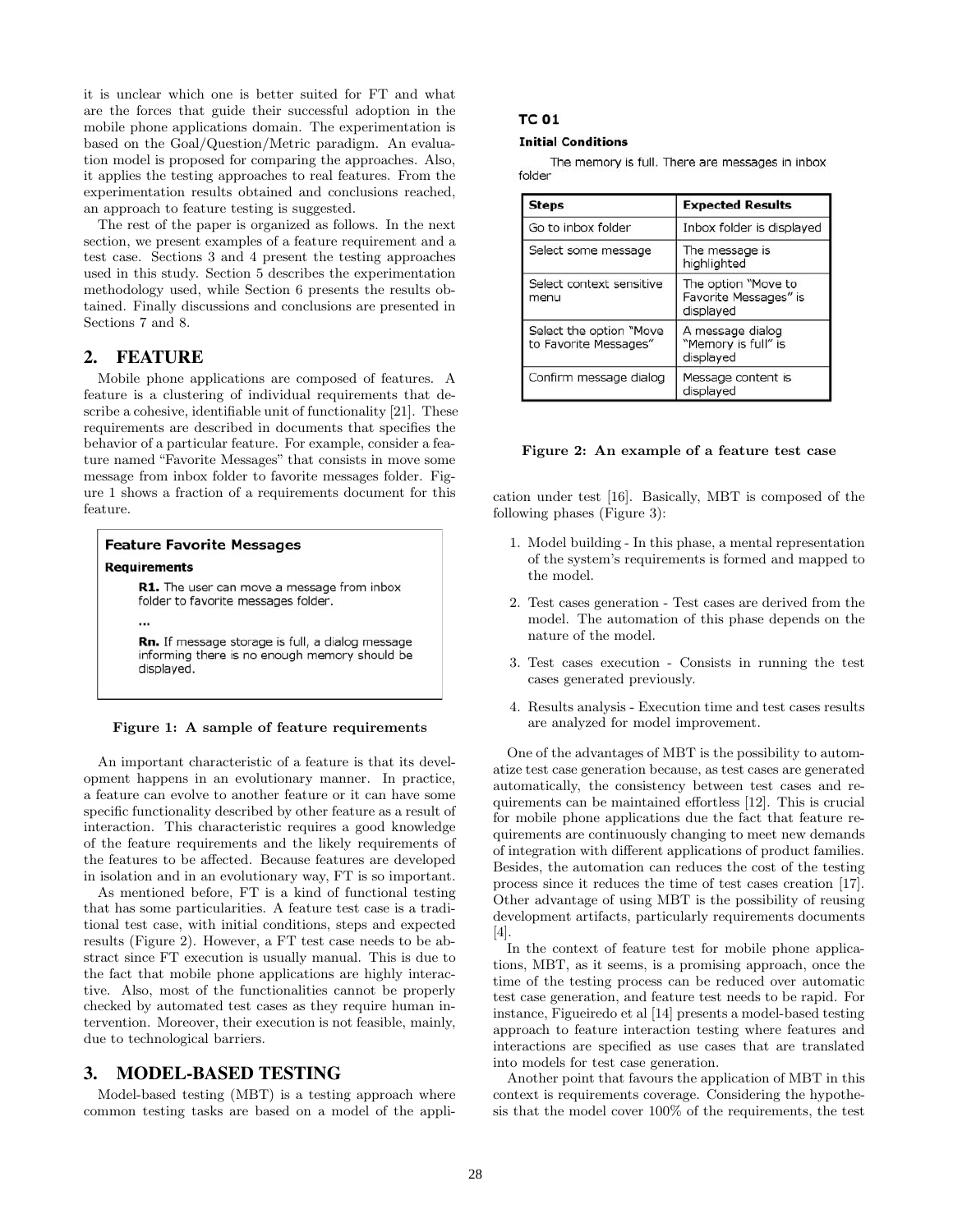it is unclear which one is better suited for FT and what are the forces that guide their successful adoption in the mobile phone applications domain. The experimentation is based on the Goal/Question/Metric paradigm. An evaluation model is proposed for comparing the approaches. Also, it applies the testing approaches to real features. From the experimentation results obtained and conclusions reached, an approach to feature testing is suggested.

The rest of the paper is organized as follows. In the next section, we present examples of a feature requirement and a test case. Sections 3 and 4 present the testing approaches used in this study. Section 5 describes the experimentation methodology used, while Section 6 presents the results obtained. Finally discussions and conclusions are presented in Sections 7 and 8.

## 2. FEATURE

Mobile phone applications are composed of features. A feature is a clustering of individual requirements that describe a cohesive, identifiable unit of functionality [21]. These requirements are described in documents that specifies the behavior of a particular feature. For example, consider a feature named "Favorite Messages" that consists in move some message from inbox folder to favorite messages folder. Figure 1 shows a fraction of a requirements document for this feature.

**Feature Favorite Messages**

**Requirements**

**R1.** The user can move a message from inbox folder to favorite messages folder.

...

**Rn.** If message storage is full, a dialog message informing there is no enough memory should be displayed.

**Figure 1: A sample of feature requirements**

An important characteristic of a feature is that its development happens in an evolutionary manner. In practice, a feature can evolve to another feature or it can have some specific functionality described by other feature as a result of interaction. This characteristic requires a good knowledge of the feature requirements and the likely requirements of the features to be affected. Because features are developed in isolation and in an evolutionary way, FT is so important.

As mentioned before, FT is a kind of functional testing that has some particularities. A feature test case is a traditional test case, with initial conditions, steps and expected results (Figure 2). However, a FT test case needs to be abstract since FT execution is usually manual. This is due to the fact that mobile phone applications are highly interactive. Also, most of the functionalities cannot be properly checked by automated test cases as they require human intervention. Moreover, their execution is not feasible, mainly, due to technological barriers.

**TC 01**

**Initial Conditions**

The memory is full. There are messages in inbox folder

| Steps | Expected Results |
|---|---|
| Go to inbox folder | Inbox folder is displayed |
| Select some message | The message is highlighted |
| Select context sensitive menu | The option "Move to Favorite Messages" is displayed |
| Select the option "Move to Favorite Messages" | A message dialog "Memory is full" is displayed |
| Confirm message dialog | Message content is displayed |

**Figure 2: An example of a feature test case**

## 3. MODEL-BASED TESTING

Model-based testing (MBT) is a testing approach where common testing tasks are based on a model of the application under test [16]. Basically, MBT is composed of the following phases (Figure 3):

1. Model building - In this phase, a mental representation of the system's requirements is formed and mapped to the model.
2. Test cases generation - Test cases are derived from the model. The automation of this phase depends on the nature of the model.
3. Test cases execution - Consists in running the test cases generated previously.
4. Results analysis - Execution time and test cases results are analyzed for model improvement.

One of the advantages of MBT is the possibility to automatize test case generation because, as test cases are generated automatically, the consistency between test cases and requirements can be maintained effortless [12]. This is crucial for mobile phone applications due the fact that feature requirements are continuously changing to meet new demands of integration with different applications of product families. Besides, the automation can reduces the cost of the testing process since it reduces the time of test cases creation [17]. Other advantage of using MBT is the possibility of reusing development artifacts, particularly requirements documents [4].

In the context of feature test for mobile phone applications, MBT, as it seems, is a promising approach, once the time of the testing process can be reduced over automatic test case generation, and feature test needs to be rapid. For instance, Figueiredo et al [14] presents a model-based testing approach to feature interaction testing where features and interactions are specified as use cases that are translated into models for test case generation.

Another point that favours the application of MBT in this context is requirements coverage. Considering the hypothesis that the model cover 100% of the requirements, the test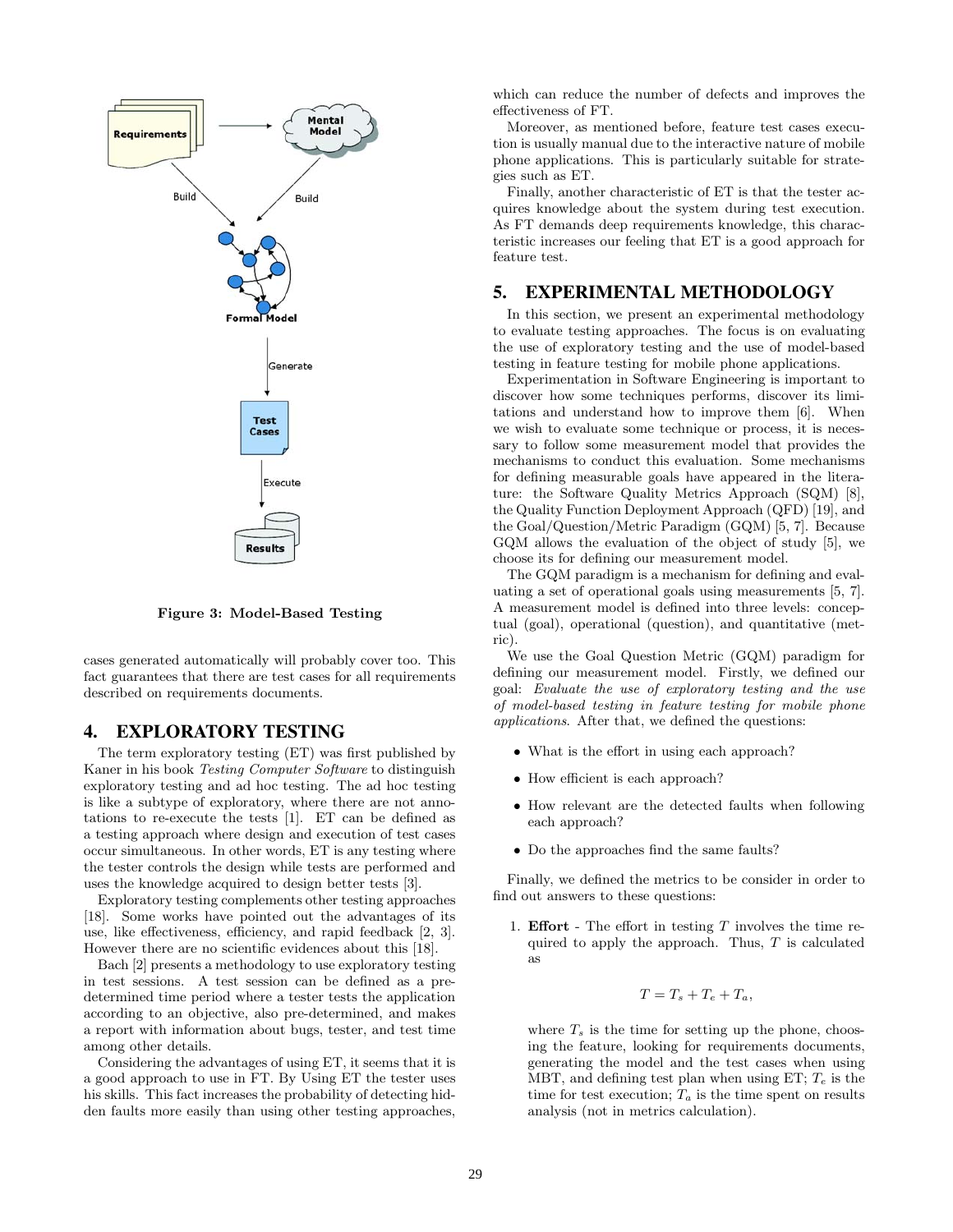Figure 3: Model-Based Testing

cases generated automatically will probably cover too. This fact guarantees that there are test cases for all requirements described on requirements documents.

## 4. EXPLORATORY TESTING

The term exploratory testing (ET) was first published by Kaner in his book *Testing Computer Software* to distinguish exploratory testing and ad hoc testing. The ad hoc testing is like a subtype of exploratory, where there are not annotations to re-execute the tests [1]. ET can be defined as a testing approach where design and execution of test cases occur simultaneous. In other words, ET is any testing where the tester controls the design while tests are performed and uses the knowledge acquired to design better tests [3].

Exploratory testing complements other testing approaches [18]. Some works have pointed out the advantages of its use, like effectiveness, efficiency, and rapid feedback [2, 3]. However there are no scientific evidences about this [18].

Bach [2] presents a methodology to use exploratory testing in test sessions. A test session can be defined as a predetermined time period where a tester tests the application according to an objective, also pre-determined, and makes a report with information about bugs, tester, and test time among other details.

Considering the advantages of using ET, it seems that it is a good approach to use in FT. By Using ET the tester uses his skills. This fact increases the probability of detecting hidden faults more easily than using other testing approaches, which can reduce the number of defects and improves the effectiveness of FT.

Moreover, as mentioned before, feature test cases execution is usually manual due to the interactive nature of mobile phone applications. This is particularly suitable for strategies such as ET.

Finally, another characteristic of ET is that the tester acquires knowledge about the system during test execution. As FT demands deep requirements knowledge, this characteristic increases our feeling that ET is a good approach for feature test.

## 5. EXPERIMENTAL METHODOLOGY

In this section, we present an experimental methodology to evaluate testing approaches. The focus is on evaluating the use of exploratory testing and the use of model-based testing in feature testing for mobile phone applications.

Experimentation in Software Engineering is important to discover how some techniques performs, discover its limitations and understand how to improve them [6]. When we wish to evaluate some technique or process, it is necessary to follow some measurement model that provides the mechanisms to conduct this evaluation. Some mechanisms for defining measurable goals have appeared in the literature: the Software Quality Metrics Approach (SQM) [8], the Quality Function Deployment Approach (QFD) [19], and the Goal/Question/Metric Paradigm (GQM) [5, 7]. Because GQM allows the evaluation of the object of study [5], we choose its for defining our measurement model.

The GQM paradigm is a mechanism for defining and evaluating a set of operational goals using measurements [5, 7]. A measurement model is defined into three levels: conceptual (goal), operational (question), and quantitative (metric).

We use the Goal Question Metric (GQM) paradigm for defining our measurement model. Firstly, we defined our goal: *Evaluate the use of exploratory testing and the use of model-based testing in feature testing for mobile phone applications*. After that, we defined the questions:

- What is the effort in using each approach?
- How efficient is each approach?
- How relevant are the detected faults when following each approach?
- Do the approaches find the same faults?

Finally, we defined the metrics to be consider in order to find out answers to these questions:

1. **Effort** - The effort in testing $T$ involves the time required to apply the approach. Thus, $T$ is calculated as

$$T = T_s + T_e + T_a,$$

where $T_s$ is the time for setting up the phone, choosing the feature, looking for requirements documents, generating the model and the test cases when using MBT, and defining test plan when using ET; $T_e$ is the time for test execution; $T_a$ is the time spent on results analysis (not in metrics calculation).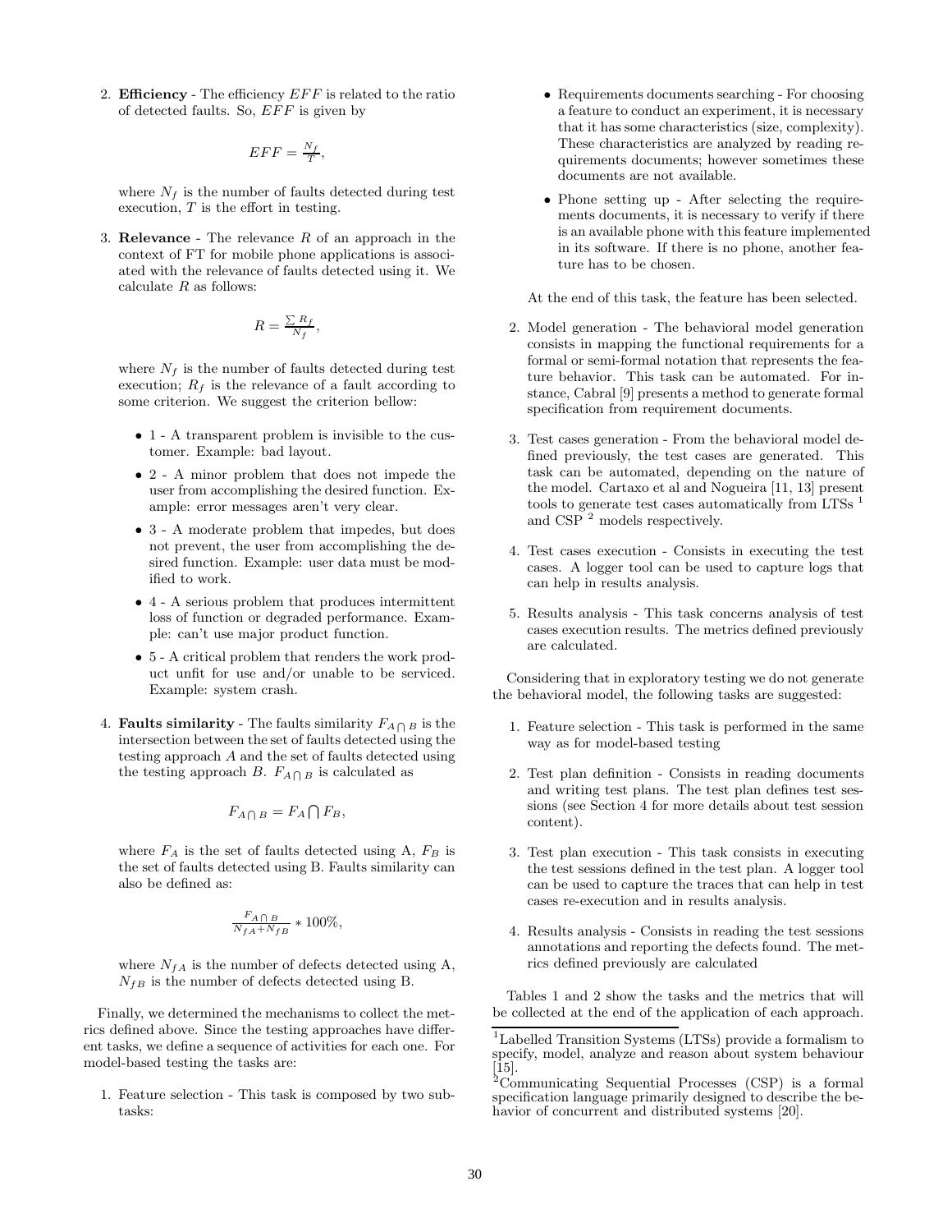2. **Efficiency** - The efficiency $EFF$ is related to the ratio of detected faults. So, $EFF$ is given by

   $$EFF = \frac{N_f}{T},$$

   where $N_f$ is the number of faults detected during test execution, $T$ is the effort in testing.

3. **Relevance** - The relevance $R$ of an approach in the context of FT for mobile phone applications is associated with the relevance of faults detected using it. We calculate $R$ as follows:

   $$R = \frac{\sum R_f}{N_f},$$

   where $N_f$ is the number of faults detected during test execution; $R_f$ is the relevance of a fault according to some criterion. We suggest the criterion bellow:

   - 1 - A transparent problem is invisible to the customer. Example: bad layout.
   - 2 - A minor problem that does not impede the user from accomplishing the desired function. Example: error messages aren't very clear.
   - 3 - A moderate problem that impedes, but does not prevent, the user from accomplishing the desired function. Example: user data must be modified to work.
   - 4 - A serious problem that produces intermittent loss of function or degraded performance. Example: can't use major product function.
   - 5 - A critical problem that renders the work product unfit for use and/or unable to be serviced. Example: system crash.

4. **Faults similarity** - The faults similarity $F_{A \cap B}$ is the intersection between the set of faults detected using the testing approach $A$ and the set of faults detected using the testing approach $B$. $F_{A \cap B}$ is calculated as

   $$F_{A \cap B} = F_A \bigcap F_B,$$

   where $F_A$ is the set of faults detected using A, $F_B$ is the set of faults detected using B. Faults similarity can also be defined as:

   $$\frac{F_{A \cap B}}{N_{fA} + N_{fB}} * 100\%,$$

   where $N_{fA}$ is the number of defects detected using A, $N_{fB}$ is the number of defects detected using B.

Finally, we determined the mechanisms to collect the metrics defined above. Since the testing approaches have different tasks, we define a sequence of activities for each one. For model-based testing the tasks are:

1. Feature selection - This task is composed by two subtasks:

   - Requirements documents searching - For choosing a feature to conduct an experiment, it is necessary that it has some characteristics (size, complexity). These characteristics are analyzed by reading requirements documents; however sometimes these documents are not available.
   - Phone setting up - After selecting the requirements documents, it is necessary to verify if there is an available phone with this feature implemented in its software. If there is no phone, another feature has to be chosen.

   At the end of this task, the feature has been selected.

2. Model generation - The behavioral model generation consists in mapping the functional requirements for a formal or semi-formal notation that represents the feature behavior. This task can be automated. For instance, Cabral [9] presents a method to generate formal specification from requirement documents.

3. Test cases generation - From the behavioral model defined previously, the test cases are generated. This task can be automated, depending on the nature of the model. Cartaxo et al and Nogueira [11, 13] present tools to generate test cases automatically from LTSs [1] and CSP [2] models respectively.

4. Test cases execution - Consists in executing the test cases. A logger tool can be used to capture logs that can help in results analysis.

5. Results analysis - This task concerns analysis of test cases execution results. The metrics defined previously are calculated.

Considering that in exploratory testing we do not generate the behavioral model, the following tasks are suggested:

1. Feature selection - This task is performed in the same way as for model-based testing

2. Test plan definition - Consists in reading documents and writing test plans. The test plan defines test sessions (see Section 4 for more details about test session content).

3. Test plan execution - This task consists in executing the test sessions defined in the test plan. A logger tool can be used to capture the traces that can help in test cases re-execution and in results analysis.

4. Results analysis - Consists in reading the test sessions annotations and reporting the defects found. The metrics defined previously are calculated

Tables 1 and 2 show the tasks and the metrics that will be collected at the end of the application of each approach.

[1] Labelled Transition Systems (LTSs) provide a formalism to specify, model, analyze and reason about system behaviour [15].

[2] Communicating Sequential Processes (CSP) is a formal specification language primarily designed to describe the behavior of concurrent and distributed systems [20].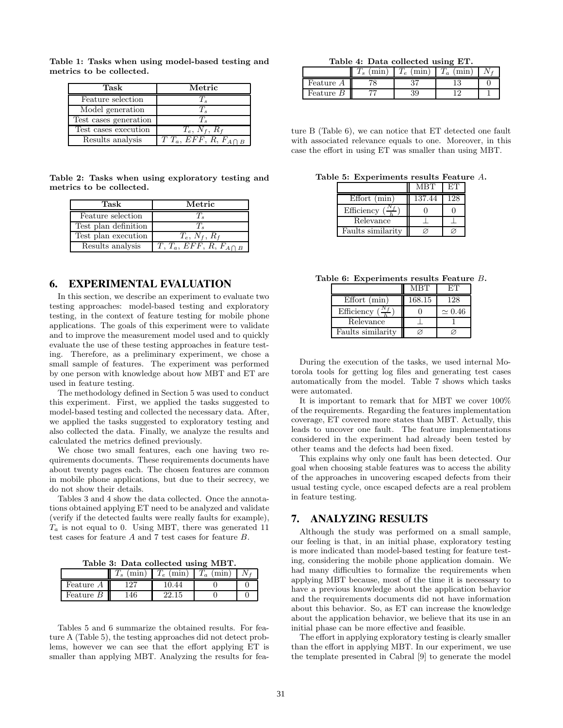**Table 1: Tasks when using model-based testing and metrics to be collected.**

| Task | Metric |
|---|---|
| Feature selection | $T_s$ |
| Model generation | $T_s$ |
| Test cases generation | $T_s$ |
| Test cases execution | $T_e$, $N_f$, $R_f$ |
| Results analysis | $T$ $T_a$, $EFF$, $R$, $F_{A \cap B}$ |

**Table 2: Tasks when using exploratory testing and metrics to be collected.**

| Task | Metric |
|---|---|
| Feature selection | $T_s$ |
| Test plan definition | $T_s$ |
| Test plan execution | $T_e$, $N_f$, $R_f$ |
| Results analysis | $T$, $T_a$, $EFF$, $R$, $F_{A \cap B}$ |

## 6. EXPERIMENTAL EVALUATION

In this section, we describe an experiment to evaluate two testing approaches: model-based testing and exploratory testing, in the context of feature testing for mobile phone applications. The goals of this experiment were to validate and to improve the measurement model used and to quickly evaluate the use of these testing approaches in feature testing. Therefore, as a preliminary experiment, we chose a small sample of features. The experiment was performed by one person with knowledge about how MBT and ET are used in feature testing.

The methodology defined in Section 5 was used to conduct this experiment. First, we applied the tasks suggested to model-based testing and collected the necessary data. After, we applied the tasks suggested to exploratory testing and also collected the data. Finally, we analyze the results and calculated the metrics defined previously.

We chose two small features, each one having two requirements documents. These requirements documents have about twenty pages each. The chosen features are common in mobile phone applications, but due to their secrecy, we do not show their details.

Tables 3 and 4 show the data collected. Once the annotations obtained applying ET need to be analyzed and validate (verify if the detected faults were really faults for example), $T_a$ is not equal to 0. Using MBT, there was generated 11 test cases for feature $A$ and 7 test cases for feature $B$.

**Table 3: Data collected using MBT.**

| | $T_s$ (min) | $T_e$ (min) | $T_a$ (min) | $N_f$ |
|---|---|---|---|---|
| Feature $A$ | 127 | 10.44 | 0 | 0 |
| Feature $B$ | 146 | 22.15 | 0 | 0 |

Tables 5 and 6 summarize the obtained results. For feature A (Table 5), the testing approaches did not detect problems, however we can see that the effort applying ET is smaller than applying MBT. Analyzing the results for feature B (Table 6), we can notice that ET detected one fault with associated relevance equals to one. Moreover, in this case the effort in using ET was smaller than using MBT.

**Table 4: Data collected using ET.**

| | $T_s$ (min) | $T_e$ (min) | $T_a$ (min) | $N_f$ |
|---|---|---|---|---|
| Feature $A$ | 78 | 37 | 13 | 0 |
| Feature $B$ | 77 | 39 | 12 | 1 |

**Table 5: Experiments results Feature $A$.**

| | MBT | ET |
|---|---|---|
| Effort (min) | 137.44 | 128 |
| Efficiency ($\frac{N_f}{h}$) | 0 | 0 |
| Relevance | $\perp$ | $\perp$ |
| Faults similarity | $\varnothing$ | $\varnothing$ |

**Table 6: Experiments results Feature $B$.**

| | MBT | ET |
|---|---|---|
| Effort (min) | 168.15 | 128 |
| Efficiency ($\frac{N_f}{h}$) | 0 | $\simeq 0.46$ |
| Relevance | $\perp$ | 1 |
| Faults similarity | $\varnothing$ | $\varnothing$ |

During the execution of the tasks, we used internal Motorola tools for getting log files and generating test cases automatically from the model. Table 7 shows which tasks were automated.

It is important to remark that for MBT we cover 100% of the requirements. Regarding the features implementation coverage, ET covered more states than MBT. Actually, this leads to uncover one fault. The feature implementations considered in the experiment had already been tested by other teams and the defects had been fixed.

This explains why only one fault has been detected. Our goal when choosing stable features was to access the ability of the approaches in uncovering escaped defects from their usual testing cycle, once escaped defects are a real problem in feature testing.

## 7. ANALYZING RESULTS

Although the study was performed on a small sample, our feeling is that, in an initial phase, exploratory testing is more indicated than model-based testing for feature testing, considering the mobile phone application domain. We had many difficulties to formalize the requirements when applying MBT because, most of the time it is necessary to have a previous knowledge about the application behavior and the requirements documents did not have information about this behavior. So, as ET can increase the knowledge about the application behavior, we believe that its use in an initial phase can be more effective and feasible.

The effort in applying exploratory testing is clearly smaller than the effort in applying MBT. In our experiment, we use the template presented in Cabral [9] to generate the model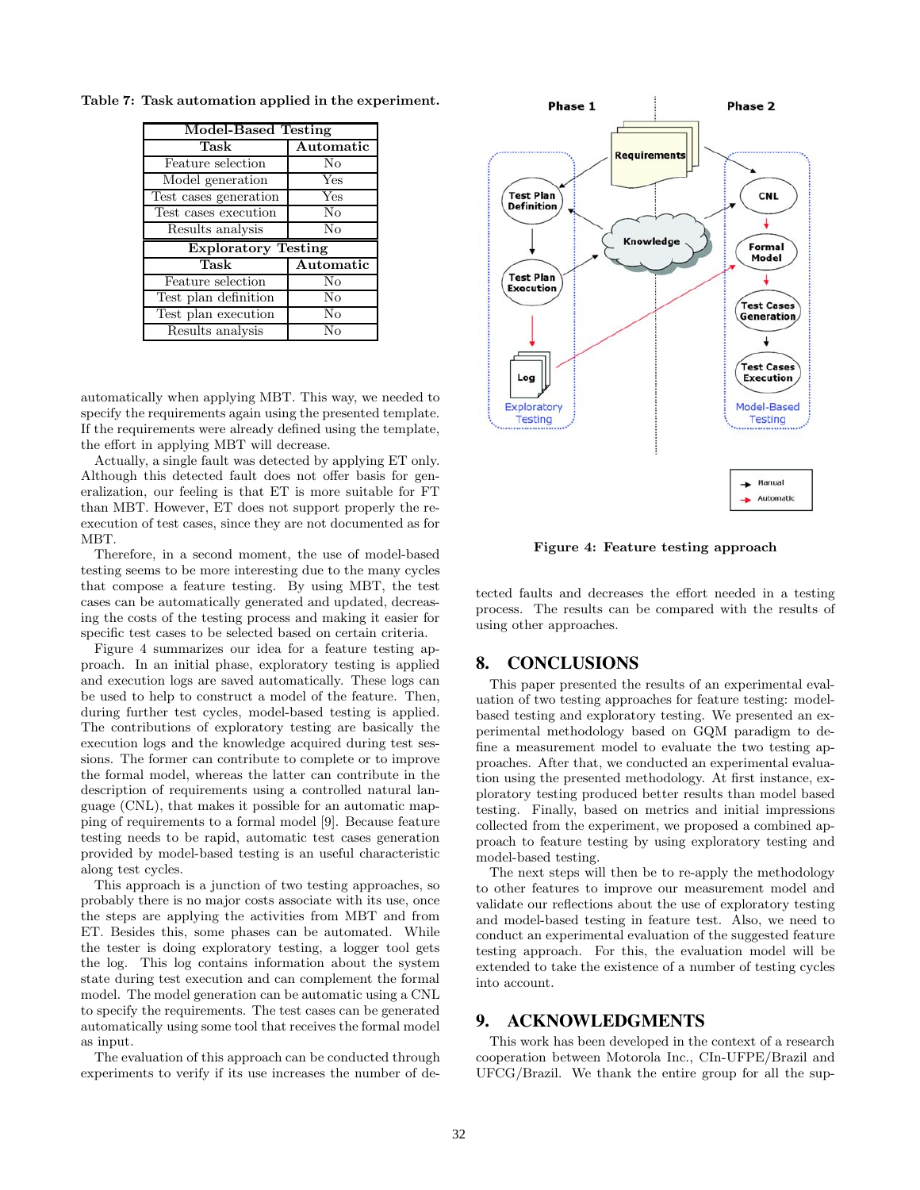Table 7: Task automation applied in the experiment.

| Model-Based Testing | |
|---|---|
| **Task** | **Automatic** |
| Feature selection | No |
| Model generation | Yes |
| Test cases generation | Yes |
| Test cases execution | No |
| Results analysis | No |
| **Exploratory Testing** | |
| **Task** | **Automatic** |
| Feature selection | No |
| Test plan definition | No |
| Test plan execution | No |
| Results analysis | No |

automatically when applying MBT. This way, we needed to specify the requirements again using the presented template. If the requirements were already defined using the template, the effort in applying MBT will decrease.

Actually, a single fault was detected by applying ET only. Although this detected fault does not offer basis for generalization, our feeling is that ET is more suitable for FT than MBT. However, ET does not support properly the re-execution of test cases, since they are not documented as for MBT.

Therefore, in a second moment, the use of model-based testing seems to be more interesting due to the many cycles that compose a feature testing. By using MBT, the test cases can be automatically generated and updated, decreasing the costs of the testing process and making it easier for specific test cases to be selected based on certain criteria.

Figure 4 summarizes our idea for a feature testing approach. In an initial phase, exploratory testing is applied and execution logs are saved automatically. These logs can be used to help to construct a model of the feature. Then, during further test cycles, model-based testing is applied. The contributions of exploratory testing are basically the execution logs and the knowledge acquired during test sessions. The former can contribute to complete or to improve the formal model, whereas the latter can contribute in the description of requirements using a controlled natural language (CNL), that makes it possible for an automatic mapping of requirements to a formal model [9]. Because feature testing needs to be rapid, automatic test cases generation provided by model-based testing is an useful characteristic along test cycles.

This approach is a junction of two testing approaches, so probably there is no major costs associate with its use, once the steps are applying the activities from MBT and from ET. Besides this, some phases can be automated. While the tester is doing exploratory testing, a logger tool gets the log. This log contains information about the system state during test execution and can complement the formal model. The model generation can be automatic using a CNL to specify the requirements. The test cases can be generated automatically using some tool that receives the formal model as input.

The evaluation of this approach can be conducted through experiments to verify if its use increases the number of detected faults and decreases the effort needed in a testing process. The results can be compared with the results of using other approaches.

Figure 4: Feature testing approach

## 8. CONCLUSIONS

This paper presented the results of an experimental evaluation of two testing approaches for feature testing: model-based testing and exploratory testing. We presented an experimental methodology based on GQM paradigm to define a measurement model to evaluate the two testing approaches. After that, we conducted an experimental evaluation using the presented methodology. At first instance, exploratory testing produced better results than model based testing. Finally, based on metrics and initial impressions collected from the experiment, we proposed a combined approach to feature testing by using exploratory testing and model-based testing.

The next steps will then be to re-apply the methodology to other features to improve our measurement model and validate our reflections about the use of exploratory testing and model-based testing in feature test. Also, we need to conduct an experimental evaluation of the suggested feature testing approach. For this, the evaluation model will be extended to take the existence of a number of testing cycles into account.

## 9. ACKNOWLEDGMENTS

This work has been developed in the context of a research cooperation between Motorola Inc., CIn-UFPE/Brazil and UFCG/Brazil. We thank the entire group for all the sup-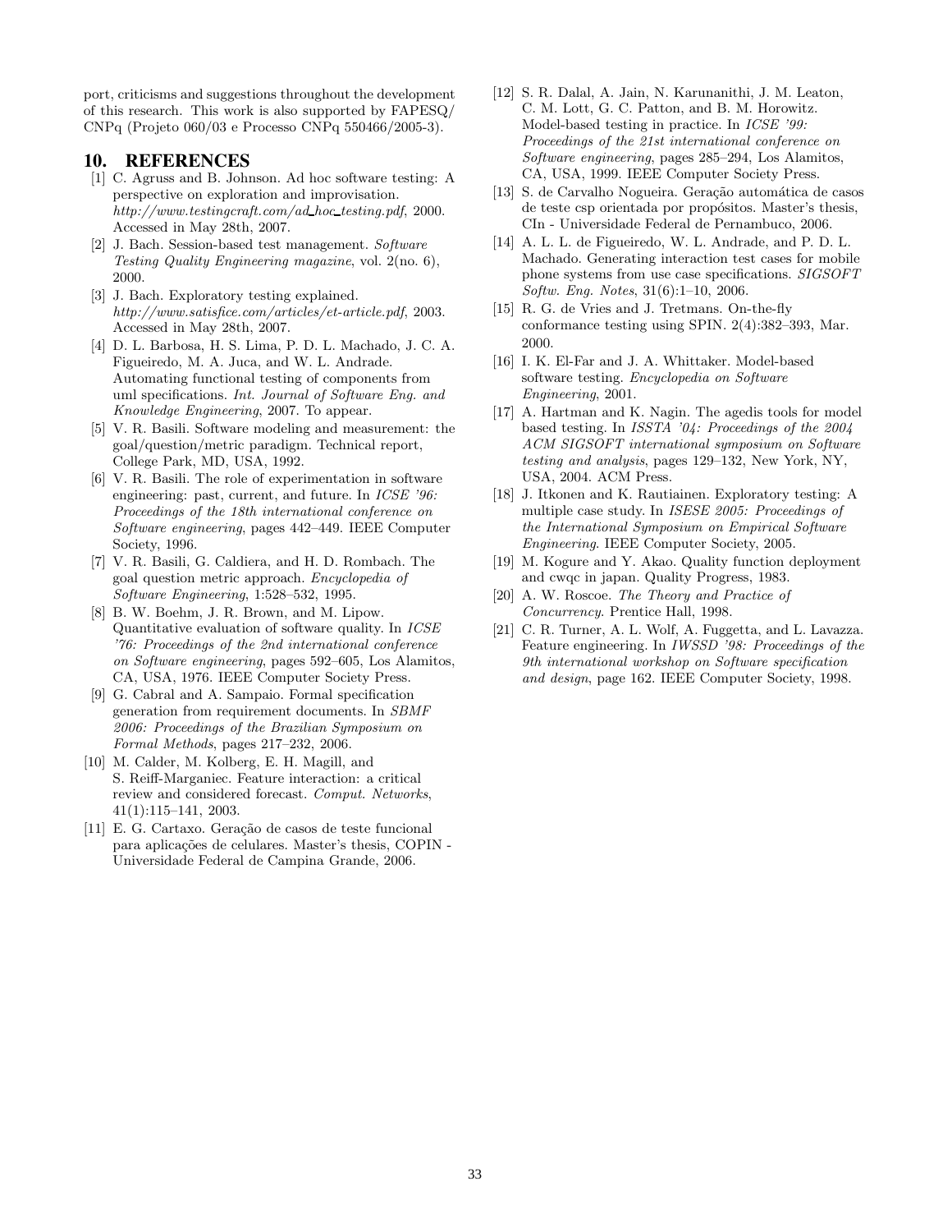port, criticisms and suggestions throughout the development of this research. This work is also supported by FAPESQ/ CNPq (Projeto 060/03 e Processo CNPq 550466/2005-3).

## 10. REFERENCES

[1] C. Agruss and B. Johnson. Ad hoc software testing: A perspective on exploration and improvisation. *http://www.testingcraft.com/ad_hoc_testing.pdf*, 2000. Accessed in May 28th, 2007.

[2] J. Bach. Session-based test management. *Software Testing Quality Engineering magazine*, vol. 2(no. 6), 2000.

[3] J. Bach. Exploratory testing explained. *http://www.satisfice.com/articles/et-article.pdf*, 2003. Accessed in May 28th, 2007.

[4] D. L. Barbosa, H. S. Lima, P. D. L. Machado, J. C. A. Figueiredo, M. A. Juca, and W. L. Andrade. Automating functional testing of components from uml specifications. *Int. Journal of Software Eng. and Knowledge Engineering*, 2007. To appear.

[5] V. R. Basili. Software modeling and measurement: the goal/question/metric paradigm. Technical report, College Park, MD, USA, 1992.

[6] V. R. Basili. The role of experimentation in software engineering: past, current, and future. In *ICSE '96: Proceedings of the 18th international conference on Software engineering*, pages 442–449. IEEE Computer Society, 1996.

[7] V. R. Basili, G. Caldiera, and H. D. Rombach. The goal question metric approach. *Encyclopedia of Software Engineering*, 1:528–532, 1995.

[8] B. W. Boehm, J. R. Brown, and M. Lipow. Quantitative evaluation of software quality. In *ICSE '76: Proceedings of the 2nd international conference on Software engineering*, pages 592–605, Los Alamitos, CA, USA, 1976. IEEE Computer Society Press.

[9] G. Cabral and A. Sampaio. Formal specification generation from requirement documents. In *SBMF 2006: Proceedings of the Brazilian Symposium on Formal Methods*, pages 217–232, 2006.

[10] M. Calder, M. Kolberg, E. H. Magill, and S. Reiff-Marganiec. Feature interaction: a critical review and considered forecast. *Comput. Networks*, 41(1):115–141, 2003.

[11] E. G. Cartaxo. Geração de casos de teste funcional para aplicações de celulares. Master's thesis, COPIN - Universidade Federal de Campina Grande, 2006.

[12] S. R. Dalal, A. Jain, N. Karunanithi, J. M. Leaton, C. M. Lott, G. C. Patton, and B. M. Horowitz. Model-based testing in practice. In *ICSE '99: Proceedings of the 21st international conference on Software engineering*, pages 285–294, Los Alamitos, CA, USA, 1999. IEEE Computer Society Press.

[13] S. de Carvalho Nogueira. Geração automática de casos de teste csp orientada por propósitos. Master's thesis, CIn - Universidade Federal de Pernambuco, 2006.

[14] A. L. L. de Figueiredo, W. L. Andrade, and P. D. L. Machado. Generating interaction test cases for mobile phone systems from use case specifications. *SIGSOFT Softw. Eng. Notes*, 31(6):1–10, 2006.

[15] R. G. de Vries and J. Tretmans. On-the-fly conformance testing using SPIN. 2(4):382–393, Mar. 2000.

[16] I. K. El-Far and J. A. Whittaker. Model-based software testing. *Encyclopedia on Software Engineering*, 2001.

[17] A. Hartman and K. Nagin. The agedis tools for model based testing. In *ISSTA '04: Proceedings of the 2004 ACM SIGSOFT international symposium on Software testing and analysis*, pages 129–132, New York, NY, USA, 2004. ACM Press.

[18] J. Itkonen and K. Rautiainen. Exploratory testing: A multiple case study. In *ISESE 2005: Proceedings of the International Symposium on Empirical Software Engineering*. IEEE Computer Society, 2005.

[19] M. Kogure and Y. Akao. Quality function deployment and cwqc in japan. Quality Progress, 1983.

[20] A. W. Roscoe. *The Theory and Practice of Concurrency*. Prentice Hall, 1998.

[21] C. R. Turner, A. L. Wolf, A. Fuggetta, and L. Lavazza. Feature engineering. In *IWSSD '98: Proceedings of the 9th international workshop on Software specification and design*, page 162. IEEE Computer Society, 1998.